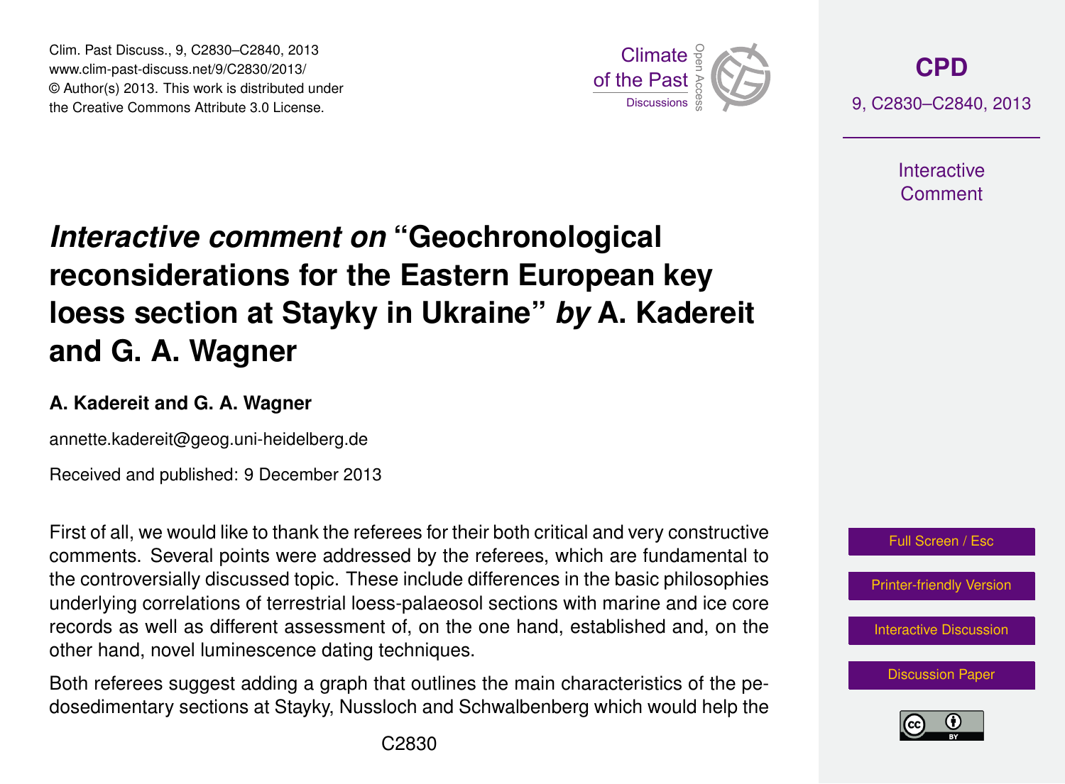# *Interactive comment on* "Geochronological reconsiderations for the Eastern European key loess section at Stayky in Ukraine" *by* A. Kadereit and G. A. Wagner

**A. Kadereit and G. A. Wagner**

annette.kadereit@geog.uni-heidelberg.de

Received and published: 9 December 2013

First of all, we would like to thank the referees for their both critical and very constructive comments. Several points were addressed by the referees, which are fundamental to the controversially discussed topic. These include differences in the basic philosophies underlying correlations of terrestrial loess-palaeosol sections with marine and ice core records as well as different assessment of, on the one hand, established and, on the other hand, novel luminescence dating techniques.

Both referees suggest adding a graph that outlines the main characteristics of the pedosedimentary sections at Stayky, Nussloch and Schwalbenberg which would help the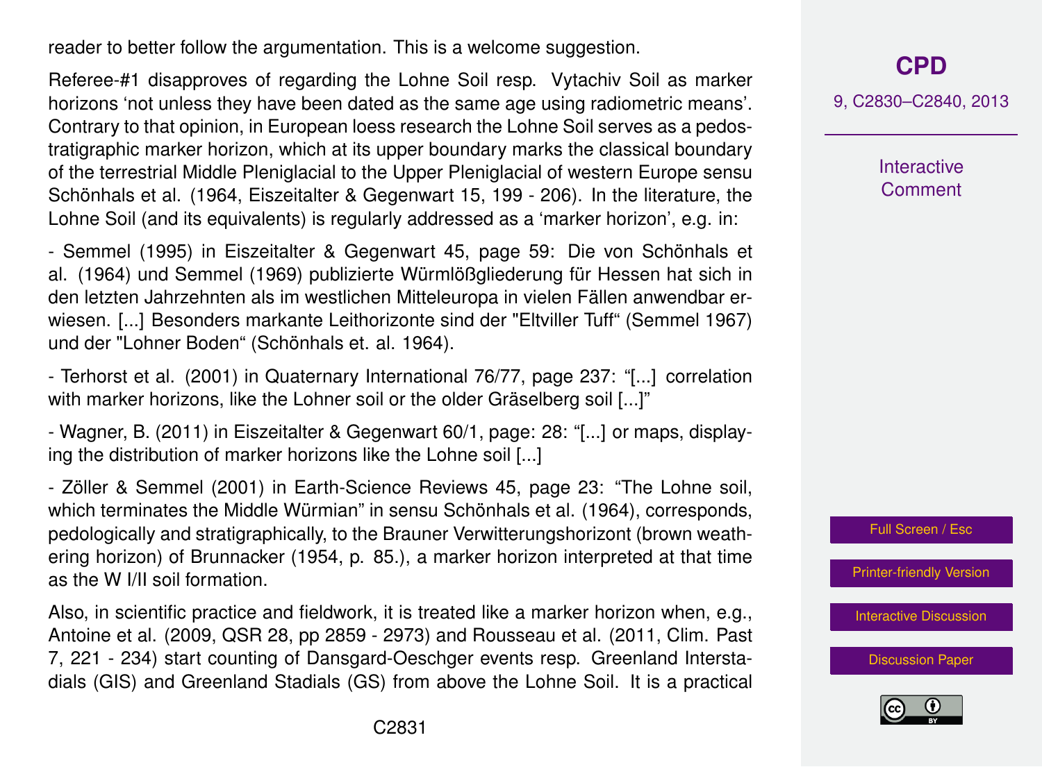reader to better follow the argumentation. This is a welcome suggestion.

Referee-#1 disapproves of regarding the Lohne Soil resp. Vytachiv Soil as marker horizons 'not unless they have been dated as the same age using radiometric means'. Contrary to that opinion, in European loess research the Lohne Soil serves as a pedostratigraphic marker horizon, which at its upper boundary marks the classical boundary of the terrestrial Middle Pleniglacial to the Upper Pleniglacial of western Europe sensu Schönhals et al. (1964, Eiszeitalter & Gegenwart 15, 199 - 206). In the literature, the Lohne Soil (and its equivalents) is regularly addressed as a 'marker horizon', e.g. in:

- Semmel (1995) in Eiszeitalter & Gegenwart 45, page 59: Die von Schönhals et al. (1964) und Semmel (1969) publizierte Würmlößgliederung für Hessen hat sich in den letzten Jahrzehnten als im westlichen Mitteleuropa in vielen Fällen anwendbar erwiesen. [...] Besonders markante Leithorizonte sind der "Eltviller Tuff" (Semmel 1967) und der "Lohner Boden" (Schönhals et. al. 1964).

- Terhorst et al. (2001) in Quaternary International 76/77, page 237: "[...] correlation with marker horizons, like the Lohner soil or the older Gräselberg soil [...]"

- Wagner, B. (2011) in Eiszeitalter & Gegenwart 60/1, page: 28: "[...] or maps, displaying the distribution of marker horizons like the Lohne soil [...]

- Zöller & Semmel (2001) in Earth-Science Reviews 45, page 23: "The Lohne soil, which terminates the Middle Würmian" in sensu Schönhals et al. (1964), corresponds, pedologically and stratigraphically, to the Brauner Verwitterungshorizont (brown weathering horizon) of Brunnacker (1954, p. 85.), a marker horizon interpreted at that time as the W I/II soil formation.

Also, in scientific practice and fieldwork, it is treated like a marker horizon when, e.g., Antoine et al. (2009, QSR 28, pp 2859 - 2973) and Rousseau et al. (2011, Clim. Past 7, 221 - 234) start counting of Dansgard-Oeschger events resp. Greenland Interstadials (GIS) and Greenland Stadials (GS) from above the Lohne Soil. It is a practical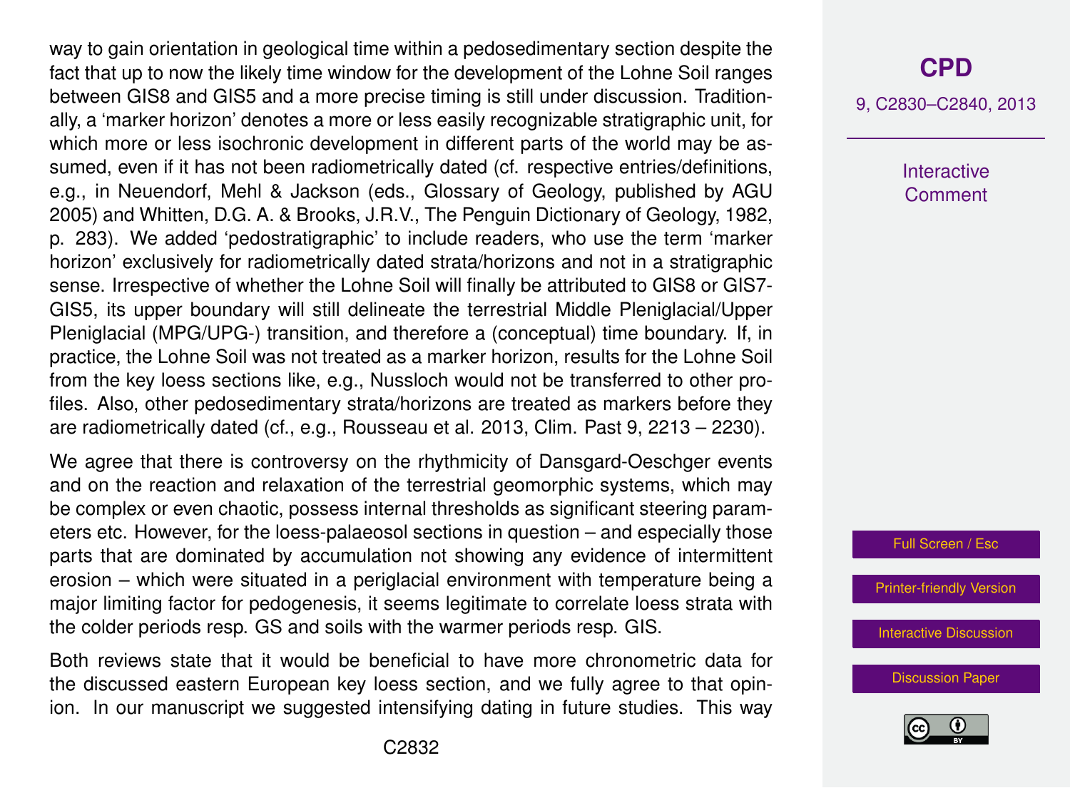way to gain orientation in geological time within a pedosedimentary section despite the fact that up to now the likely time window for the development of the Lohne Soil ranges between GIS8 and GIS5 and a more precise timing is still under discussion. Traditionally, a 'marker horizon' denotes a more or less easily recognizable stratigraphic unit, for which more or less isochronic development in different parts of the world may be assumed, even if it has not been radiometrically dated (cf. respective entries/definitions, e.g., in Neuendorf, Mehl & Jackson (eds., Glossary of Geology, published by AGU 2005) and Whitten, D.G. A. & Brooks, J.R.V., The Penguin Dictionary of Geology, 1982, p. 283). We added 'pedostratigraphic' to include readers, who use the term 'marker horizon' exclusively for radiometrically dated strata/horizons and not in a stratigraphic sense. Irrespective of whether the Lohne Soil will finally be attributed to GIS8 or GIS7-GIS5, its upper boundary will still delineate the terrestrial Middle Pleniglacial/Upper Pleniglacial (MPG/UPG-) transition, and therefore a (conceptual) time boundary. If, in practice, the Lohne Soil was not treated as a marker horizon, results for the Lohne Soil from the key loess sections like, e.g., Nussloch would not be transferred to other profiles. Also, other pedosedimentary strata/horizons are treated as markers before they are radiometrically dated (cf., e.g., Rousseau et al. 2013, Clim. Past 9, 2213 – 2230).

We agree that there is controversy on the rhythmicity of Dansgard-Oeschger events and on the reaction and relaxation of the terrestrial geomorphic systems, which may be complex or even chaotic, possess internal thresholds as significant steering parameters etc. However, for the loess-palaeosol sections in question – and especially those parts that are dominated by accumulation not showing any evidence of intermittent erosion – which were situated in a periglacial environment with temperature being a major limiting factor for pedogenesis, it seems legitimate to correlate loess strata with the colder periods resp. GS and soils with the warmer periods resp. GIS.

Both reviews state that it would be beneficial to have more chronometric data for the discussed eastern European key loess section, and we fully agree to that opinion. In our manuscript we suggested intensifying dating in future studies. This way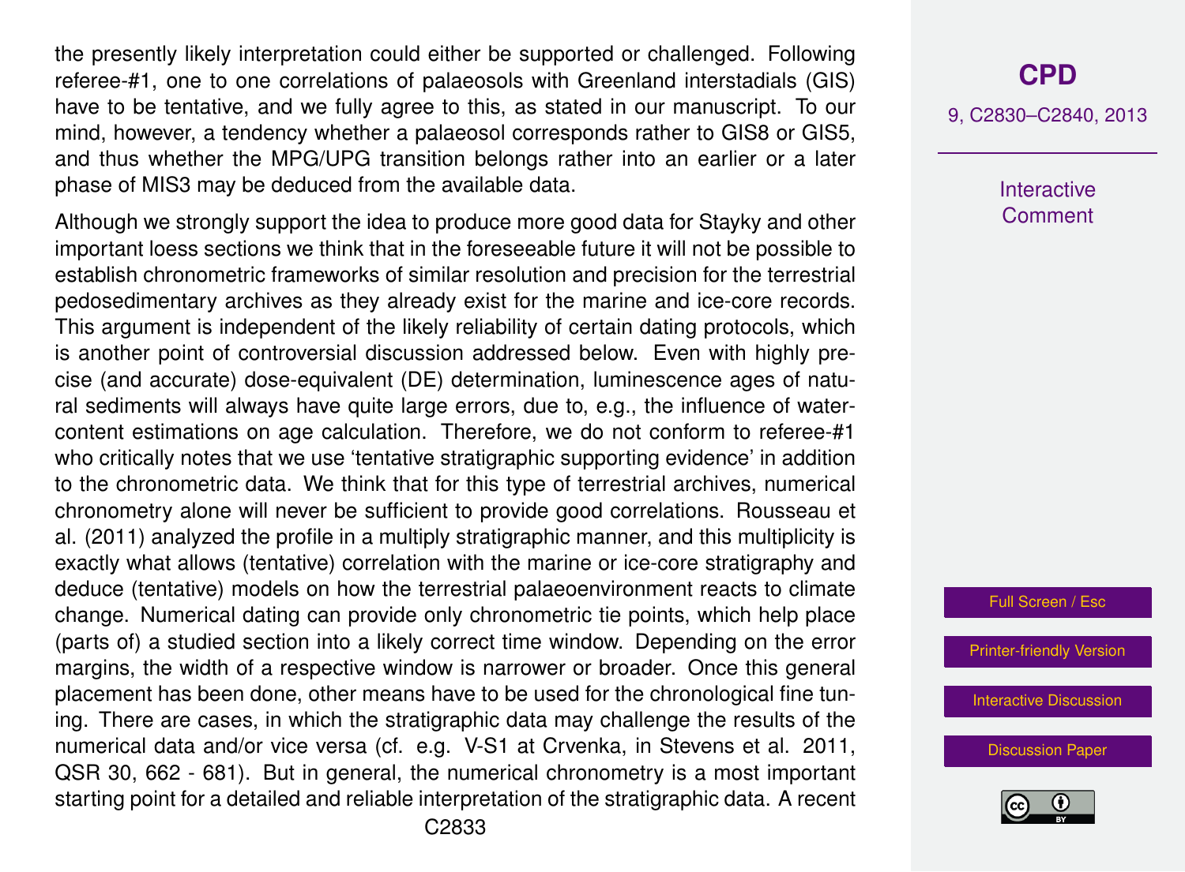the presently likely interpretation could either be supported or challenged. Following referee-#1, one to one correlations of palaeosols with Greenland interstadials (GIS) have to be tentative, and we fully agree to this, as stated in our manuscript. To our mind, however, a tendency whether a palaeosol corresponds rather to GIS8 or GIS5, and thus whether the MPG/UPG transition belongs rather into an earlier or a later phase of MIS3 may be deduced from the available data.

Although we strongly support the idea to produce more good data for Stayky and other important loess sections we think that in the foreseeable future it will not be possible to establish chronometric frameworks of similar resolution and precision for the terrestrial pedosedimentary archives as they already exist for the marine and ice-core records. This argument is independent of the likely reliability of certain dating protocols, which is another point of controversial discussion addressed below. Even with highly precise (and accurate) dose-equivalent (DE) determination, luminescence ages of natural sediments will always have quite large errors, due to, e.g., the influence of water-content estimations on age calculation. Therefore, we do not conform to referee-#1 who critically notes that we use 'tentative stratigraphic supporting evidence' in addition to the chronometric data. We think that for this type of terrestrial archives, numerical chronometry alone will never be sufficient to provide good correlations. Rousseau et al. (2011) analyzed the profile in a multiply stratigraphic manner, and this multiplicity is exactly what allows (tentative) correlation with the marine or ice-core stratigraphy and deduce (tentative) models on how the terrestrial palaeoenvironment reacts to climate change. Numerical dating can provide only chronometric tie points, which help place (parts of) a studied section into a likely correct time window. Depending on the error margins, the width of a respective window is narrower or broader. Once this general placement has been done, other means have to be used for the chronological fine tuning. There are cases, in which the stratigraphic data may challenge the results of the numerical data and/or vice versa (cf. e.g. V-S1 at Crvenka, in Stevens et al. 2011, QSR 30, 662 - 681). But in general, the numerical chronometry is a most important starting point for a detailed and reliable interpretation of the stratigraphic data. A recent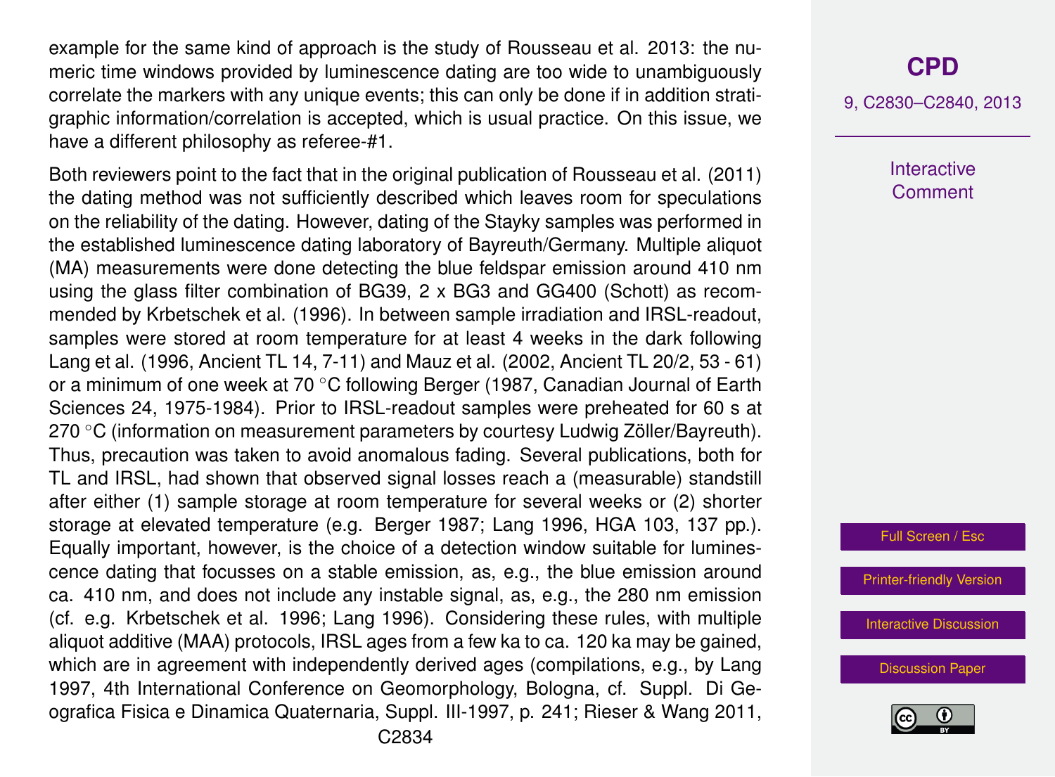example for the same kind of approach is the study of Rousseau et al. 2013: the numeric time windows provided by luminescence dating are too wide to unambiguously correlate the markers with any unique events; this can only be done if in addition stratigraphic information/correlation is accepted, which is usual practice. On this issue, we have a different philosophy as referee-#1.

Both reviewers point to the fact that in the original publication of Rousseau et al. (2011) the dating method was not sufficiently described which leaves room for speculations on the reliability of the dating. However, dating of the Stayky samples was performed in the established luminescence dating laboratory of Bayreuth/Germany. Multiple aliquot (MA) measurements were done detecting the blue feldspar emission around 410 nm using the glass filter combination of BG39, 2 x BG3 and GG400 (Schott) as recommended by Krbetschek et al. (1996). In between sample irradiation and IRSL-readout, samples were stored at room temperature for at least 4 weeks in the dark following Lang et al. (1996, Ancient TL 14, 7-11) and Mauz et al. (2002, Ancient TL 20/2, 53 - 61) or a minimum of one week at 70 °C following Berger (1987, Canadian Journal of Earth Sciences 24, 1975-1984). Prior to IRSL-readout samples were preheated for 60 s at 270 °C (information on measurement parameters by courtesy Ludwig Zöller/Bayreuth). Thus, precaution was taken to avoid anomalous fading. Several publications, both for TL and IRSL, had shown that observed signal losses reach a (measurable) standstill after either (1) sample storage at room temperature for several weeks or (2) shorter storage at elevated temperature (e.g. Berger 1987; Lang 1996, HGA 103, 137 pp.). Equally important, however, is the choice of a detection window suitable for luminescence dating that focusses on a stable emission, as, e.g., the blue emission around ca. 410 nm, and does not include any instable signal, as, e.g., the 280 nm emission (cf. e.g. Krbetschek et al. 1996; Lang 1996). Considering these rules, with multiple aliquot additive (MAA) protocols, IRSL ages from a few ka to ca. 120 ka may be gained, which are in agreement with independently derived ages (compilations, e.g., by Lang 1997, 4th International Conference on Geomorphology, Bologna, cf. Suppl. Di Geografica Fisica e Dinamica Quaternaria, Suppl. III-1997, p. 241; Rieser & Wang 2011,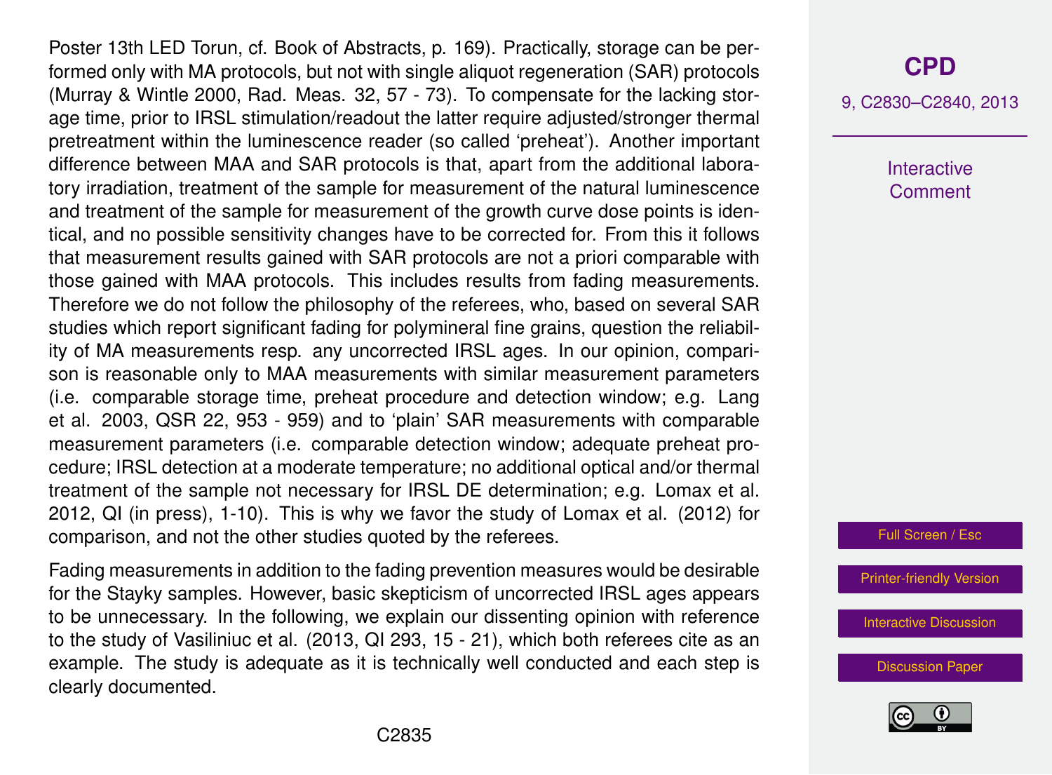Poster 13th LED Torun, cf. Book of Abstracts, p. 169). Practically, storage can be performed only with MA protocols, but not with single aliquot regeneration (SAR) protocols (Murray & Wintle 2000, Rad. Meas. 32, 57 - 73). To compensate for the lacking storage time, prior to IRSL stimulation/readout the latter require adjusted/stronger thermal pretreatment within the luminescence reader (so called 'preheat'). Another important difference between MAA and SAR protocols is that, apart from the additional laboratory irradiation, treatment of the sample for measurement of the natural luminescence and treatment of the sample for measurement of the growth curve dose points is identical, and no possible sensitivity changes have to be corrected for. From this it follows that measurement results gained with SAR protocols are not a priori comparable with those gained with MAA protocols. This includes results from fading measurements. Therefore we do not follow the philosophy of the referees, who, based on several SAR studies which report significant fading for polymineral fine grains, question the reliability of MA measurements resp. any uncorrected IRSL ages. In our opinion, comparison is reasonable only to MAA measurements with similar measurement parameters (i.e. comparable storage time, preheat procedure and detection window; e.g. Lang et al. 2003, QSR 22, 953 - 959) and to 'plain' SAR measurements with comparable measurement parameters (i.e. comparable detection window; adequate preheat procedure; IRSL detection at a moderate temperature; no additional optical and/or thermal treatment of the sample not necessary for IRSL DE determination; e.g. Lomax et al. 2012, QI (in press), 1-10). This is why we favor the study of Lomax et al. (2012) for comparison, and not the other studies quoted by the referees.

Fading measurements in addition to the fading prevention measures would be desirable for the Stayky samples. However, basic skepticism of uncorrected IRSL ages appears to be unnecessary. In the following, we explain our dissenting opinion with reference to the study of Vasiliniuc et al. (2013, QI 293, 15 - 21), which both referees cite as an example. The study is adequate as it is technically well conducted and each step is clearly documented.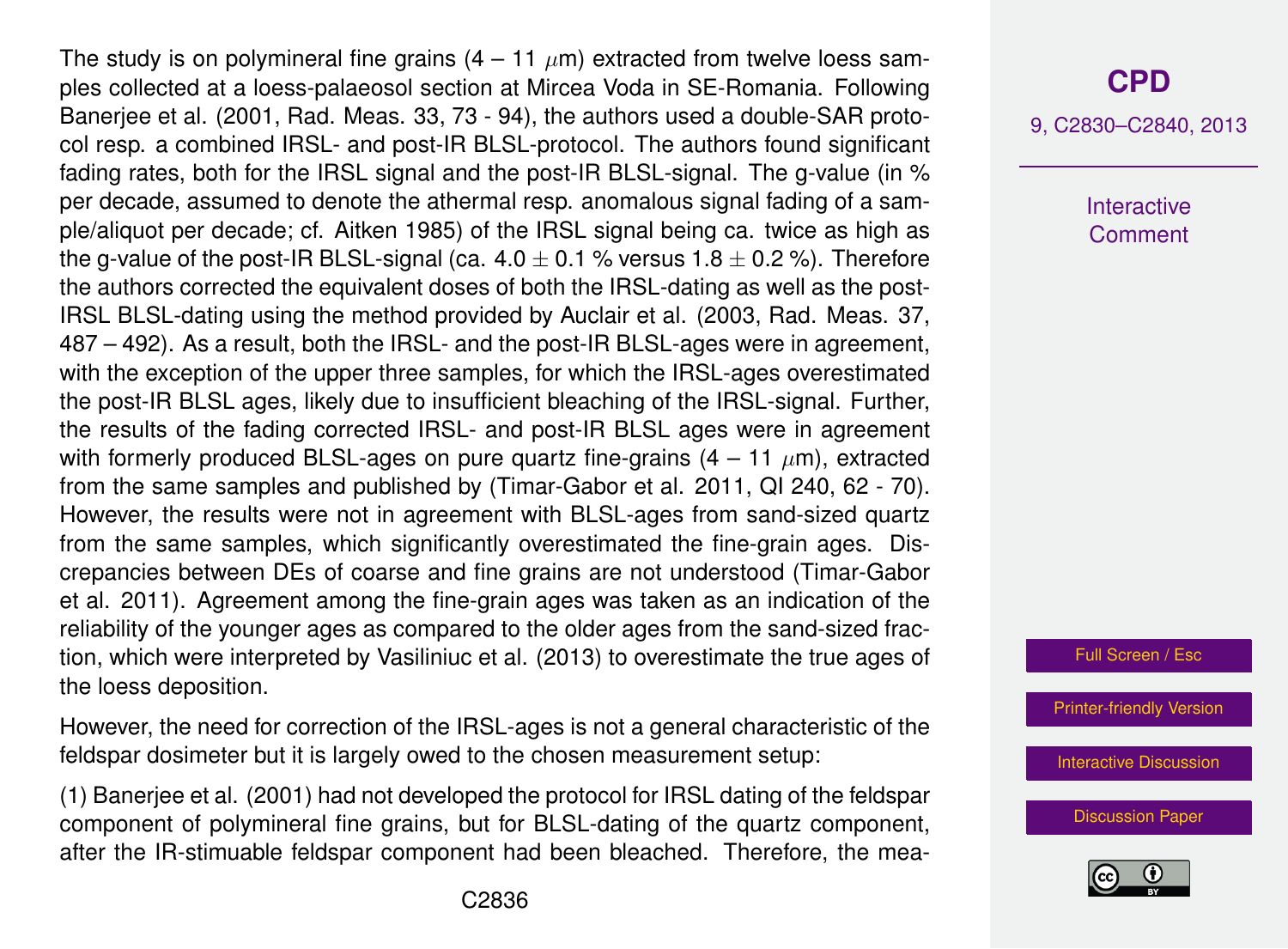The study is on polymineral fine grains (4 – 11 $\mu$m) extracted from twelve loess samples collected at a loess-palaeosol section at Mircea Voda in SE-Romania. Following Banerjee et al. (2001, Rad. Meas. 33, 73 - 94), the authors used a double-SAR protocol resp. a combined IRSL- and post-IR BLSL-protocol. The authors found significant fading rates, both for the IRSL signal and the post-IR BLSL-signal. The g-value (in % per decade, assumed to denote the athermal resp. anomalous signal fading of a sample/aliquot per decade; cf. Aitken 1985) of the IRSL signal being ca. twice as high as the g-value of the post-IR BLSL-signal (ca. 4.0 $\pm$ 0.1 % versus 1.8 $\pm$ 0.2 %). Therefore the authors corrected the equivalent doses of both the IRSL-dating as well as the post-IRSL BLSL-dating using the method provided by Auclair et al. (2003, Rad. Meas. 37, 487 – 492). As a result, both the IRSL- and the post-IR BLSL-ages were in agreement, with the exception of the upper three samples, for which the IRSL-ages overestimated the post-IR BLSL ages, likely due to insufficient bleaching of the IRSL-signal. Further, the results of the fading corrected IRSL- and post-IR BLSL ages were in agreement with formerly produced BLSL-ages on pure quartz fine-grains (4 – 11 $\mu$m), extracted from the same samples and published by (Timar-Gabor et al. 2011, QI 240, 62 - 70). However, the results were not in agreement with BLSL-ages from sand-sized quartz from the same samples, which significantly overestimated the fine-grain ages. Discrepancies between DEs of coarse and fine grains are not understood (Timar-Gabor et al. 2011). Agreement among the fine-grain ages was taken as an indication of the reliability of the younger ages as compared to the older ages from the sand-sized fraction, which were interpreted by Vasiliniuc et al. (2013) to overestimate the true ages of the loess deposition.

However, the need for correction of the IRSL-ages is not a general characteristic of the feldspar dosimeter but it is largely owed to the chosen measurement setup:

(1) Banerjee et al. (2001) had not developed the protocol for IRSL dating of the feldspar component of polymineral fine grains, but for BLSL-dating of the quartz component, after the IR-stimuable feldspar component had been bleached. Therefore, the mea-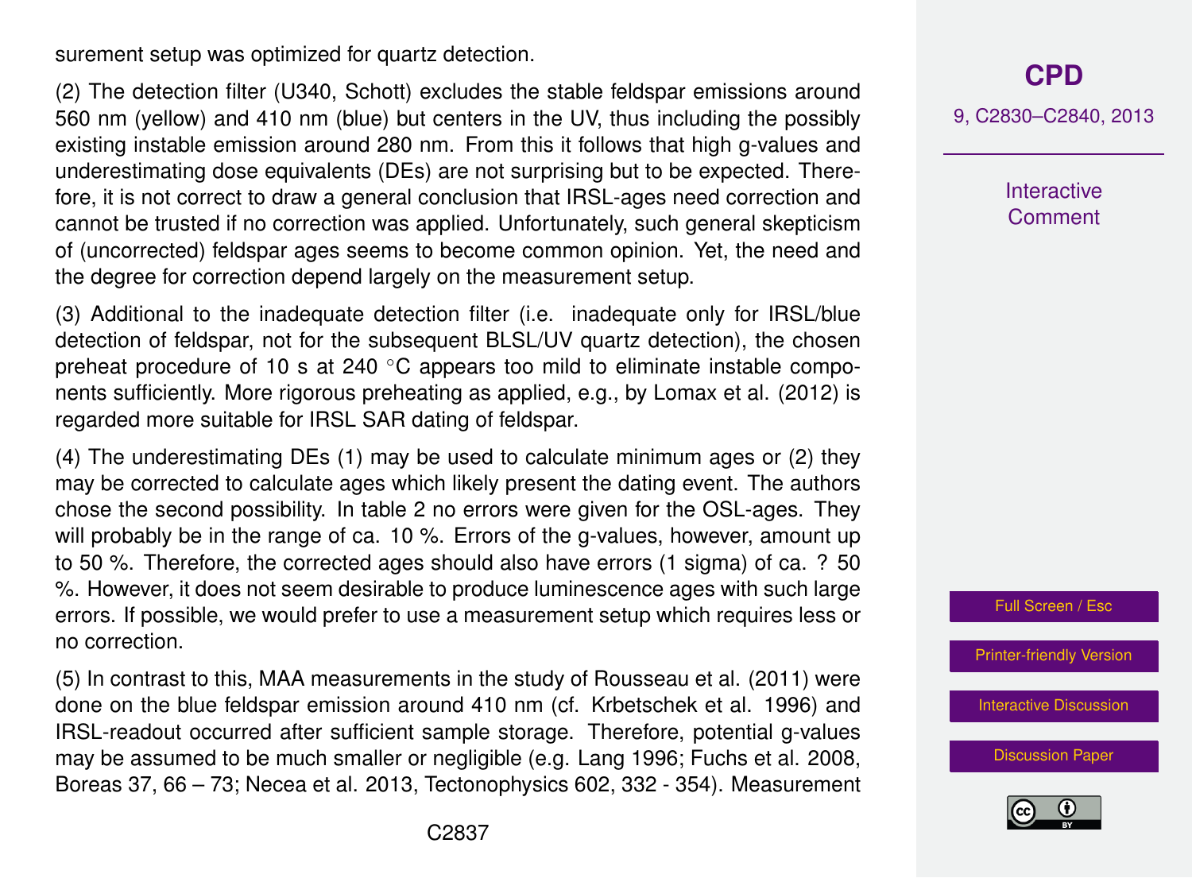surement setup was optimized for quartz detection.

(2) The detection filter (U340, Schott) excludes the stable feldspar emissions around 560 nm (yellow) and 410 nm (blue) but centers in the UV, thus including the possibly existing instable emission around 280 nm. From this it follows that high g-values and underestimating dose equivalents (DEs) are not surprising but to be expected. Therefore, it is not correct to draw a general conclusion that IRSL-ages need correction and cannot be trusted if no correction was applied. Unfortunately, such general skepticism of (uncorrected) feldspar ages seems to become common opinion. Yet, the need and the degree for correction depend largely on the measurement setup.

(3) Additional to the inadequate detection filter (i.e. inadequate only for IRSL/blue detection of feldspar, not for the subsequent BLSL/UV quartz detection), the chosen preheat procedure of 10 s at 240 °C appears too mild to eliminate instable components sufficiently. More rigorous preheating as applied, e.g., by Lomax et al. (2012) is regarded more suitable for IRSL SAR dating of feldspar.

(4) The underestimating DEs (1) may be used to calculate minimum ages or (2) they may be corrected to calculate ages which likely present the dating event. The authors chose the second possibility. In table 2 no errors were given for the OSL-ages. They will probably be in the range of ca. 10 %. Errors of the g-values, however, amount up to 50 %. Therefore, the corrected ages should also have errors (1 sigma) of ca. ? 50 %. However, it does not seem desirable to produce luminescence ages with such large errors. If possible, we would prefer to use a measurement setup which requires less or no correction.

(5) In contrast to this, MAA measurements in the study of Rousseau et al. (2011) were done on the blue feldspar emission around 410 nm (cf. Krbetschek et al. 1996) and IRSL-readout occurred after sufficient sample storage. Therefore, potential g-values may be assumed to be much smaller or negligible (e.g. Lang 1996; Fuchs et al. 2008, Boreas 37, 66 – 73; Necea et al. 2013, Tectonophysics 602, 332 - 354). Measurement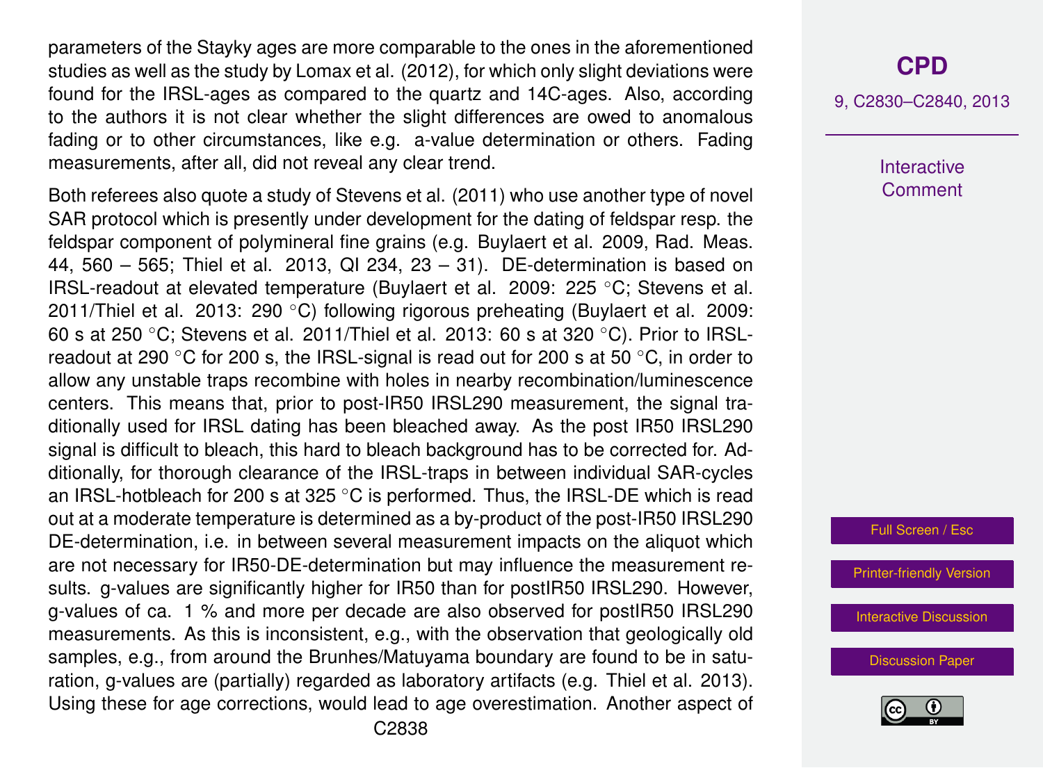parameters of the Stayky ages are more comparable to the ones in the aforementioned studies as well as the study by Lomax et al. (2012), for which only slight deviations were found for the IRSL-ages as compared to the quartz and 14C-ages. Also, according to the authors it is not clear whether the slight differences are owed to anomalous fading or to other circumstances, like e.g. a-value determination or others. Fading measurements, after all, did not reveal any clear trend.

Both referees also quote a study of Stevens et al. (2011) who use another type of novel SAR protocol which is presently under development for the dating of feldspar resp. the feldspar component of polymineral fine grains (e.g. Buylaert et al. 2009, Rad. Meas. 44, 560 – 565; Thiel et al. 2013, QI 234, 23 – 31). DE-determination is based on IRSL-readout at elevated temperature (Buylaert et al. 2009: 225 °C; Stevens et al. 2011/Thiel et al. 2013: 290 °C) following rigorous preheating (Buylaert et al. 2009: 60 s at 250 °C; Stevens et al. 2011/Thiel et al. 2013: 60 s at 320 °C). Prior to IRSL-readout at 290 °C for 200 s, the IRSL-signal is read out for 200 s at 50 °C, in order to allow any unstable traps recombine with holes in nearby recombination/luminescence centers. This means that, prior to post-IR50 IRSL290 measurement, the signal traditionally used for IRSL dating has been bleached away. As the post IR50 IRSL290 signal is difficult to bleach, this hard to bleach background has to be corrected for. Additionally, for thorough clearance of the IRSL-traps in between individual SAR-cycles an IRSL-hotbleach for 200 s at 325 °C is performed. Thus, the IRSL-DE which is read out at a moderate temperature is determined as a by-product of the post-IR50 IRSL290 DE-determination, i.e. in between several measurement impacts on the aliquot which are not necessary for IR50-DE-determination but may influence the measurement results. g-values are significantly higher for IR50 than for postIR50 IRSL290. However, g-values of ca. 1 % and more per decade are also observed for postIR50 IRSL290 measurements. As this is inconsistent, e.g., with the observation that geologically old samples, e.g., from around the Brunhes/Matuyama boundary are found to be in saturation, g-values are (partially) regarded as laboratory artifacts (e.g. Thiel et al. 2013). Using these for age corrections, would lead to age overestimation. Another aspect of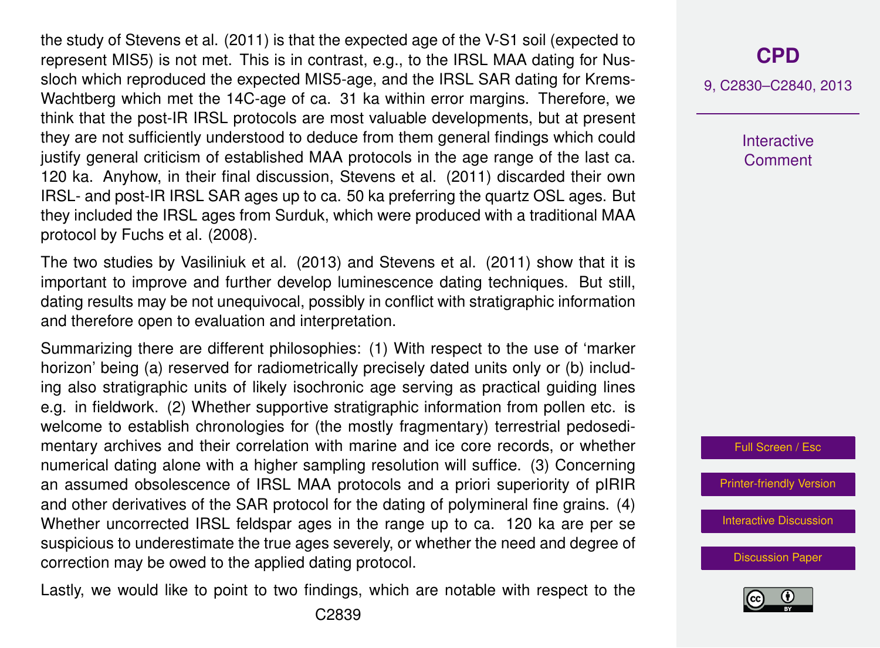the study of Stevens et al. (2011) is that the expected age of the V-S1 soil (expected to represent MIS5) is not met. This is in contrast, e.g., to the IRSL MAA dating for Nussloch which reproduced the expected MIS5-age, and the IRSL SAR dating for Krems-Wachtberg which met the 14C-age of ca. 31 ka within error margins. Therefore, we think that the post-IR IRSL protocols are most valuable developments, but at present they are not sufficiently understood to deduce from them general findings which could justify general criticism of established MAA protocols in the age range of the last ca. 120 ka. Anyhow, in their final discussion, Stevens et al. (2011) discarded their own IRSL- and post-IR IRSL SAR ages up to ca. 50 ka preferring the quartz OSL ages. But they included the IRSL ages from Surduk, which were produced with a traditional MAA protocol by Fuchs et al. (2008).

The two studies by Vasiliniuk et al. (2013) and Stevens et al. (2011) show that it is important to improve and further develop luminescence dating techniques. But still, dating results may be not unequivocal, possibly in conflict with stratigraphic information and therefore open to evaluation and interpretation.

Summarizing there are different philosophies: (1) With respect to the use of 'marker horizon' being (a) reserved for radiometrically precisely dated units only or (b) including also stratigraphic units of likely isochronic age serving as practical guiding lines e.g. in fieldwork. (2) Whether supportive stratigraphic information from pollen etc. is welcome to establish chronologies for (the mostly fragmentary) terrestrial pedosedimentary archives and their correlation with marine and ice core records, or whether numerical dating alone with a higher sampling resolution will suffice. (3) Concerning an assumed obsolescence of IRSL MAA protocols and a priori superiority of pIRIR and other derivatives of the SAR protocol for the dating of polymineral fine grains. (4) Whether uncorrected IRSL feldspar ages in the range up to ca. 120 ka are per se suspicious to underestimate the true ages severely, or whether the need and degree of correction may be owed to the applied dating protocol.

Lastly, we would like to point to two findings, which are notable with respect to the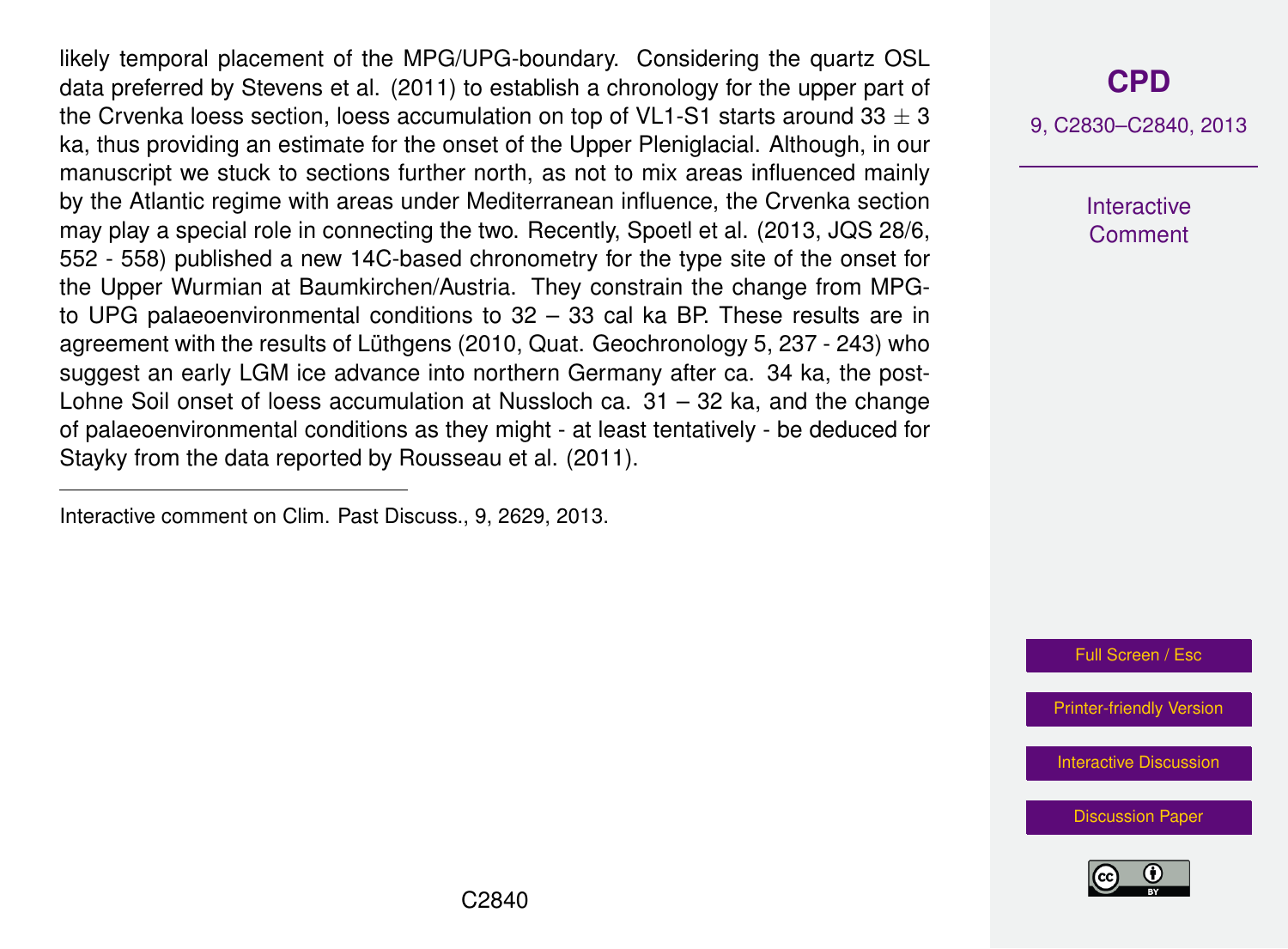likely temporal placement of the MPG/UPG-boundary. Considering the quartz OSL data preferred by Stevens et al. (2011) to establish a chronology for the upper part of the Crvenka loess section, loess accumulation on top of VL1-S1 starts around 33 $\pm$ 3 ka, thus providing an estimate for the onset of the Upper Pleniglacial. Although, in our manuscript we stuck to sections further north, as not to mix areas influenced mainly by the Atlantic regime with areas under Mediterranean influence, the Crvenka section may play a special role in connecting the two. Recently, Spoetl et al. (2013, JQS 28/6, 552 - 558) published a new 14C-based chronometry for the type site of the onset for the Upper Wurmian at Baumkirchen/Austria. They constrain the change from MPG- to UPG palaeoenvironmental conditions to 32 – 33 cal ka BP. These results are in agreement with the results of Lüthgens (2010, Quat. Geochronology 5, 237 - 243) who suggest an early LGM ice advance into northern Germany after ca. 34 ka, the post-Lohne Soil onset of loess accumulation at Nussloch ca. 31 – 32 ka, and the change of palaeoenvironmental conditions as they might - at least tentatively - be deduced for Stayky from the data reported by Rousseau et al. (2011).

---

Interactive comment on Clim. Past Discuss., 9, 2629, 2013.